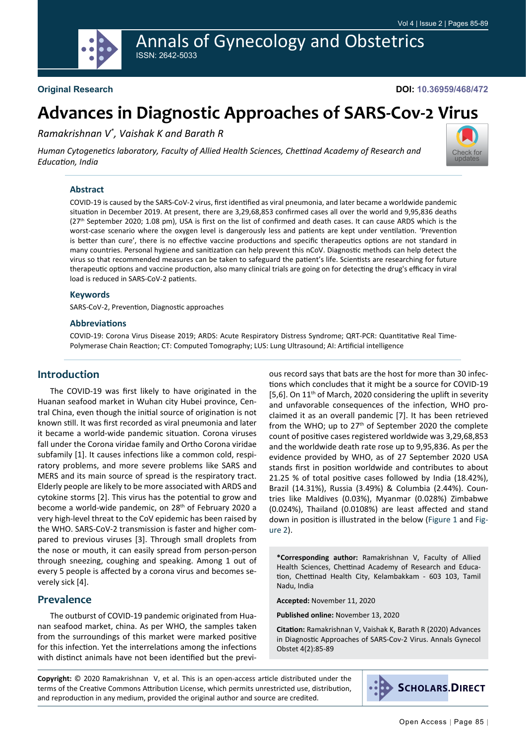**Original Research**

**DOI: 10.36959/468/472**

# Advances in Diagnostic Approaches of SARS-Cov-2 Virus

*Ramakrishnan V[*], Vaishak K and Barath R*

*Human Cytogenetics laboratory, Faculty of Allied Health Sciences, Chettinad Academy of Research and Education, India*

### Abstract

COVID-19 is caused by the SARS-CoV-2 virus, first identified as viral pneumonia, and later became a worldwide pandemic situation in December 2019. At present, there are 3,29,68,853 confirmed cases all over the world and 9,95,836 deaths (27th September 2020; 1.08 pm), USA is first on the list of confirmed and death cases. It can cause ARDS which is the worst-case scenario where the oxygen level is dangerously less and patients are kept under ventilation. 'Prevention is better than cure', there is no effective vaccine productions and specific therapeutics options are not standard in many countries. Personal hygiene and sanitization can help prevent this nCoV. Diagnostic methods can help detect the virus so that recommended measures can be taken to safeguard the patient's life. Scientists are researching for future therapeutic options and vaccine production, also many clinical trials are going on for detecting the drug's efficacy in viral load is reduced in SARS-CoV-2 patients.

### Keywords

SARS-CoV-2, Prevention, Diagnostic approaches

### Abbreviations

COVID-19: Corona Virus Disease 2019; ARDS: Acute Respiratory Distress Syndrome; QRT-PCR: Quantitative Real Time-Polymerase Chain Reaction; CT: Computed Tomography; LUS: Lung Ultrasound; AI: Artificial intelligence

## Introduction

The COVID-19 was first likely to have originated in the Huanan seafood market in Wuhan city Hubei province, Central China, even though the initial source of origination is not known still. It was first recorded as viral pneumonia and later it became a world-wide pandemic situation. Corona viruses fall under the Corona viridae family and Ortho Corona viridae subfamily [1]. It causes infections like a common cold, respiratory problems, and more severe problems like SARS and MERS and its main source of spread is the respiratory tract. Elderly people are likely to be more associated with ARDS and cytokine storms [2]. This virus has the potential to grow and become a world-wide pandemic, on 28th of February 2020 a very high-level threat to the CoV epidemic has been raised by the WHO. SARS-CoV-2 transmission is faster and higher compared to previous viruses [3]. Through small droplets from the nose or mouth, it can easily spread from person-person through sneezing, coughing and speaking. Among 1 out of every 5 people is affected by a corona virus and becomes severely sick [4].

## Prevalence

The outburst of COVID-19 pandemic originated from Huanan seafood market, china. As per WHO, the samples taken from the surroundings of this market were marked positive for this infection. Yet the interrelations among the infections with distinct animals have not been identified but the previous record says that bats are the host for more than 30 infections which concludes that it might be a source for COVID-19 [5,6]. On 11th of March, 2020 considering the uplift in severity and unfavorable consequences of the infection, WHO proclaimed it as an overall pandemic [7]. It has been retrieved from the WHO; up to 27th of September 2020 the complete count of positive cases registered worldwide was 3,29,68,853 and the worldwide death rate rose up to 9,95,836. As per the evidence provided by WHO, as of 27 September 2020 USA stands first in position worldwide and contributes to about 21.25 % of total positive cases followed by India (18.42%), Brazil (14.31%), Russia (3.49%) & Columbia (2.44%). Countries like Maldives (0.03%), Myanmar (0.028%) Zimbabwe (0.024%), Thailand (0.0108%) are least affected and stand down in position is illustrated in the below (Figure 1 and Figure 2).

**\*Corresponding author:** Ramakrishnan V, Faculty of Allied Health Sciences, Chettinad Academy of Research and Education, Chettinad Health City, Kelambakkam - 603 103, Tamil Nadu, India

**Accepted:** November 11, 2020

**Published online:** November 13, 2020

**Citation:** Ramakrishnan V, Vaishak K, Barath R (2020) Advances in Diagnostic Approaches of SARS-Cov-2 Virus. Annals Gynecol Obstet 4(2):85-89

**Copyright:** © 2020 Ramakrishnan V, et al. This is an open-access article distributed under the terms of the Creative Commons Attribution License, which permits unrestricted use, distribution, and reproduction in any medium, provided the original author and source are credited.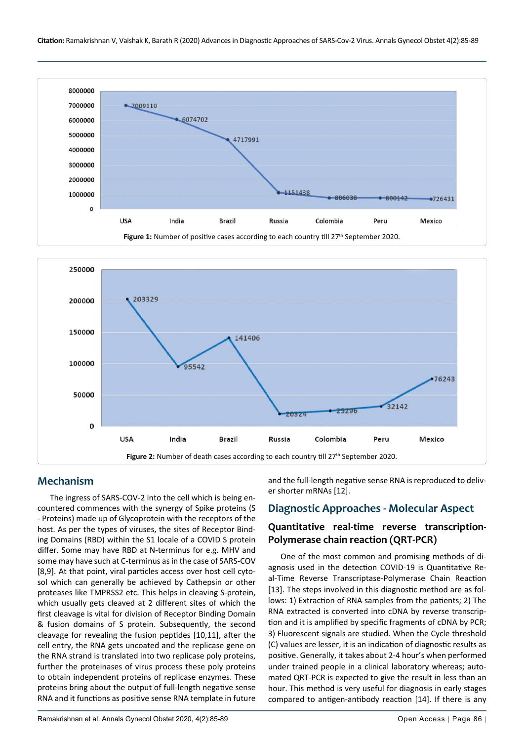Figure 1: Number of positive cases according to each country till 27th September 2020.

Figure 2: Number of death cases according to each country till 27th September 2020.

## Mechanism

The ingress of SARS-COV-2 into the cell which is being encountered commences with the synergy of Spike proteins (S - Proteins) made up of Glycoprotein with the receptors of the host. As per the types of viruses, the sites of Receptor Binding Domains (RBD) within the S1 locale of a COVID S protein differ. Some may have RBD at N-terminus for e.g. MHV and some may have such at C-terminus as in the case of SARS-COV [8,9]. At that point, viral particles access over host cell cytosol which can generally be achieved by Cathepsin or other proteases like TMPRSS2 etc. This helps in cleaving S-protein, which usually gets cleaved at 2 different sites of which the first cleavage is vital for division of Receptor Binding Domain & fusion domains of S protein. Subsequently, the second cleavage for revealing the fusion peptides [10,11], after the cell entry, the RNA gets uncoated and the replicase gene on the RNA strand is translated into two replicase poly proteins, further the proteinases of virus process these poly proteins to obtain independent proteins of replicase enzymes. These proteins bring about the output of full-length negative sense RNA and it functions as positive sense RNA template in future and the full-length negative sense RNA is reproduced to deliver shorter mRNAs [12].

## Diagnostic Approaches - Molecular Aspect

### Quantitative real-time reverse transcription-Polymerase chain reaction (QRT-PCR)

One of the most common and promising methods of diagnosis used in the detection COVID-19 is Quantitative Real-Time Reverse Transcriptase-Polymerase Chain Reaction [13]. The steps involved in this diagnostic method are as follows: 1) Extraction of RNA samples from the patients; 2) The RNA extracted is converted into cDNA by reverse transcription and it is amplified by specific fragments of cDNA by PCR; 3) Fluorescent signals are studied. When the Cycle threshold (C) values are lesser, it is an indication of diagnostic results as positive. Generally, it takes about 2-4 hour's when performed under trained people in a clinical laboratory whereas; automated QRT-PCR is expected to give the result in less than an hour. This method is very useful for diagnosis in early stages compared to antigen-antibody reaction [14]. If there is any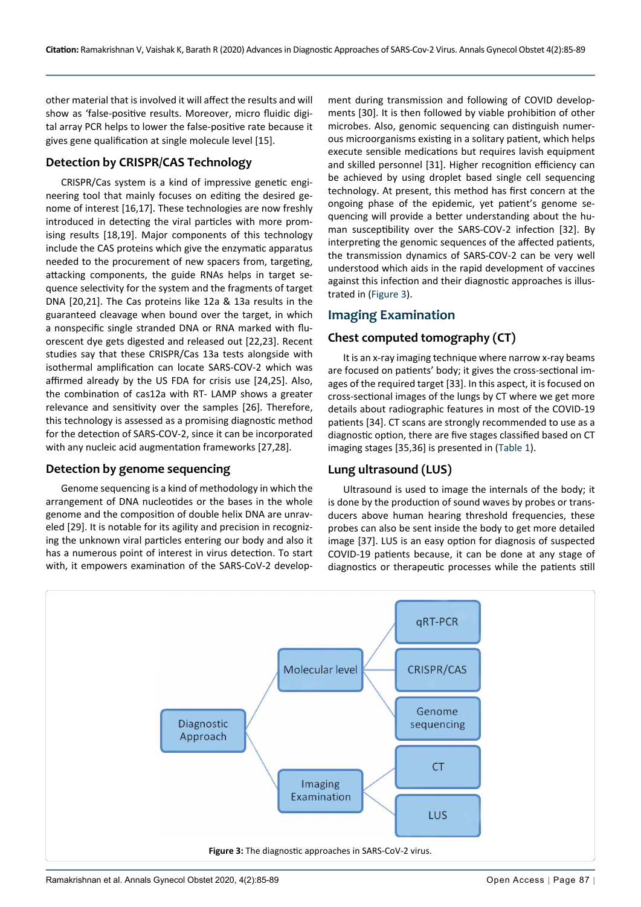other material that is involved it will affect the results and will show as 'false-positive results. Moreover, micro fluidic digital array PCR helps to lower the false-positive rate because it gives gene qualification at single molecule level [15].

### Detection by CRISPR/CAS Technology

CRISPR/Cas system is a kind of impressive genetic engineering tool that mainly focuses on editing the desired genome of interest [16,17]. These technologies are now freshly introduced in detecting the viral particles with more promising results [18,19]. Major components of this technology include the CAS proteins which give the enzymatic apparatus needed to the procurement of new spacers from, targeting, attacking components, the guide RNAs helps in target sequence selectivity for the system and the fragments of target DNA [20,21]. The Cas proteins like 12a & 13a results in the guaranteed cleavage when bound over the target, in which a nonspecific single stranded DNA or RNA marked with fluorescent dye gets digested and released out [22,23]. Recent studies say that these CRISPR/Cas 13a tests alongside with isothermal amplification can locate SARS-COV-2 which was affirmed already by the US FDA for crisis use [24,25]. Also, the combination of cas12a with RT- LAMP shows a greater relevance and sensitivity over the samples [26]. Therefore, this technology is assessed as a promising diagnostic method for the detection of SARS-COV-2, since it can be incorporated with any nucleic acid augmentation frameworks [27,28].

### Detection by genome sequencing

Genome sequencing is a kind of methodology in which the arrangement of DNA nucleotides or the bases in the whole genome and the composition of double helix DNA are unraveled [29]. It is notable for its agility and precision in recognizing the unknown viral particles entering our body and also it has a numerous point of interest in virus detection. To start with, it empowers examination of the SARS-CoV-2 development during transmission and following of COVID developments [30]. It is then followed by viable prohibition of other microbes. Also, genomic sequencing can distinguish numerous microorganisms existing in a solitary patient, which helps execute sensible medications but requires lavish equipment and skilled personnel [31]. Higher recognition efficiency can be achieved by using droplet based single cell sequencing technology. At present, this method has first concern at the ongoing phase of the epidemic, yet patient's genome sequencing will provide a better understanding about the human susceptibility over the SARS-COV-2 infection [32]. By interpreting the genomic sequences of the affected patients, the transmission dynamics of SARS-COV-2 can be very well understood which aids in the rapid development of vaccines against this infection and their diagnostic approaches is illustrated in (Figure 3).

## Imaging Examination

### Chest computed tomography (CT)

It is an x-ray imaging technique where narrow x-ray beams are focused on patients' body; it gives the cross-sectional images of the required target [33]. In this aspect, it is focused on cross-sectional images of the lungs by CT where we get more details about the radiographic features in most of the COVID-19 patients [34]. CT scans are strongly recommended to use as a diagnostic option, there are five stages classified based on CT imaging stages [35,36] is presented in (Table 1).

### Lung ultrasound (LUS)

Ultrasound is used to image the internals of the body; it is done by the production of sound waves by probes or transducers above human hearing threshold frequencies, these probes can also be sent inside the body to get more detailed image [37]. LUS is an easy option for diagnosis of suspected COVID-19 patients because, it can be done at any stage of diagnostics or therapeutic processes while the patients still

Diagnostic Approach
- Molecular level
  - qRT-PCR
  - CRISPR/CAS
  - Genome sequencing
- Imaging Examination
  - CT
  - LUS

**Figure 3:** The diagnostic approaches in SARS-CoV-2 virus.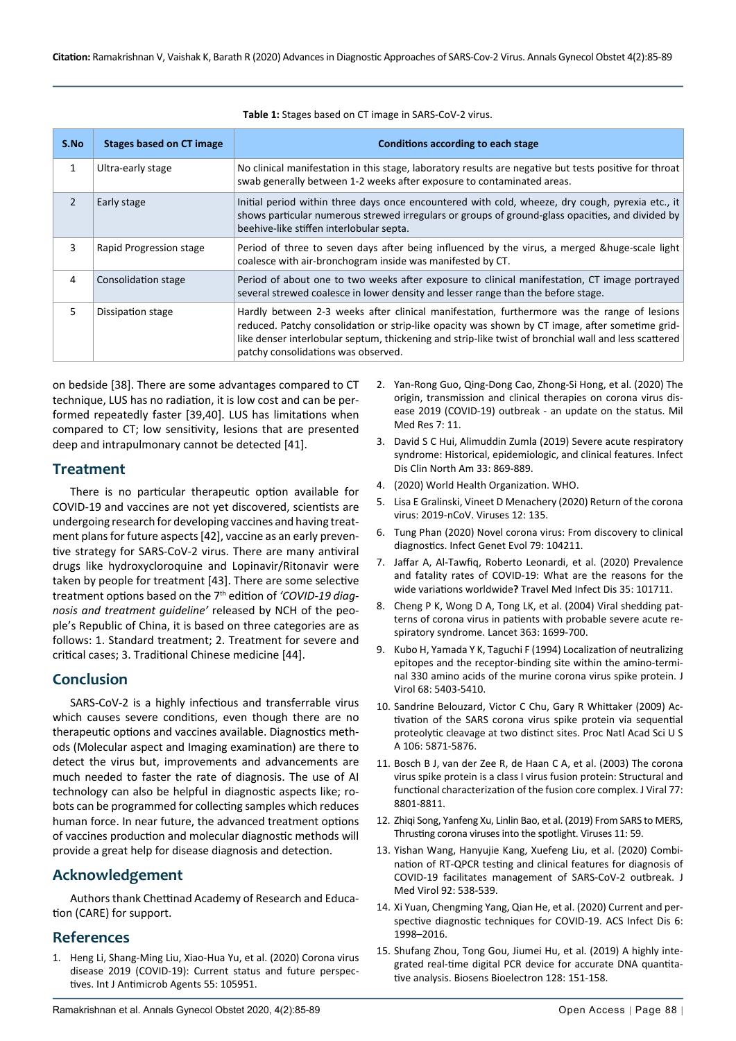**Table 1:** Stages based on CT image in SARS-CoV-2 virus.

| S.No | Stages based on CT image | Conditions according to each stage |
|---|---|---|
| 1 | Ultra-early stage | No clinical manifestation in this stage, laboratory results are negative but tests positive for throat swab generally between 1-2 weeks after exposure to contaminated areas. |
| 2 | Early stage | Initial period within three days once encountered with cold, wheeze, dry cough, pyrexia etc., it shows particular numerous strewed irregulars or groups of ground-glass opacities, and divided by beehive-like stiffen interlobular septa. |
| 3 | Rapid Progression stage | Period of three to seven days after being influenced by the virus, a merged &huge-scale light coalesce with air-bronchogram inside was manifested by CT. |
| 4 | Consolidation stage | Period of about one to two weeks after exposure to clinical manifestation, CT image portrayed several strewed coalesce in lower density and lesser range than the before stage. |
| 5 | Dissipation stage | Hardly between 2-3 weeks after clinical manifestation, furthermore was the range of lesions reduced. Patchy consolidation or strip-like opacity was shown by CT image, after sometime grid-like denser interlobular septum, thickening and strip-like twist of bronchial wall and less scattered patchy consolidations was observed. |

on bedside [38]. There are some advantages compared to CT technique, LUS has no radiation, it is low cost and can be performed repeatedly faster [39,40]. LUS has limitations when compared to CT; low sensitivity, lesions that are presented deep and intrapulmonary cannot be detected [41].

## Treatment

There is no particular therapeutic option available for COVID-19 and vaccines are not yet discovered, scientists are undergoing research for developing vaccines and having treatment plans for future aspects [42], vaccine as an early preventive strategy for SARS-CoV-2 virus. There are many antiviral drugs like hydroxycloroquine and Lopinavir/Ritonavir were taken by people for treatment [43]. There are some selective treatment options based on the 7th edition of *'COVID-19 diagnosis and treatment guideline'* released by NCH of the people's Republic of China, it is based on three categories are as follows: 1. Standard treatment; 2. Treatment for severe and critical cases; 3. Traditional Chinese medicine [44].

## Conclusion

SARS-CoV-2 is a highly infectious and transferrable virus which causes severe conditions, even though there are no therapeutic options and vaccines available. Diagnostics methods (Molecular aspect and Imaging examination) are there to detect the virus but, improvements and advancements are much needed to faster the rate of diagnosis. The use of AI technology can also be helpful in diagnostic aspects like; robots can be programmed for collecting samples which reduces human force. In near future, the advanced treatment options of vaccines production and molecular diagnostic methods will provide a great help for disease diagnosis and detection.

## Acknowledgement

Authors thank Chettinad Academy of Research and Education (CARE) for support.

## References

1. Heng Li, Shang-Ming Liu, Xiao-Hua Yu, et al. (2020) Corona virus disease 2019 (COVID-19): Current status and future perspectives. Int J Antimicrob Agents 55: 105951.
2. Yan-Rong Guo, Qing-Dong Cao, Zhong-Si Hong, et al. (2020) The origin, transmission and clinical therapies on corona virus disease 2019 (COVID-19) outbreak - an update on the status. Mil Med Res 7: 11.
3. David S C Hui, Alimuddin Zumla (2019) Severe acute respiratory syndrome: Historical, epidemiologic, and clinical features. Infect Dis Clin North Am 33: 869-889.
4. (2020) World Health Organization. WHO.
5. Lisa E Gralinski, Vineet D Menachery (2020) Return of the corona virus: 2019-nCoV. Viruses 12: 135.
6. Tung Phan (2020) Novel corona virus: From discovery to clinical diagnostics. Infect Genet Evol 79: 104211.
7. Jaffar A, Al-Tawfiq, Roberto Leonardi, et al. (2020) Prevalence and fatality rates of COVID-19: What are the reasons for the wide variations worldwide**?** Travel Med Infect Dis 35: 101711.
8. Cheng P K, Wong D A, Tong LK, et al. (2004) Viral shedding patterns of corona virus in patients with probable severe acute respiratory syndrome. Lancet 363: 1699-700.
9. Kubo H, Yamada Y K, Taguchi F (1994) Localization of neutralizing epitopes and the receptor-binding site within the amino-terminal 330 amino acids of the murine corona virus spike protein. J Virol 68: 5403-5410.
10. Sandrine Belouzard, Victor C Chu, Gary R Whittaker (2009) Activation of the SARS corona virus spike protein via sequential proteolytic cleavage at two distinct sites. Proc Natl Acad Sci U S A 106: 5871-5876.
11. Bosch B J, van der Zee R, de Haan C A, et al. (2003) The corona virus spike protein is a class I virus fusion protein: Structural and functional characterization of the fusion core complex. J Viral 77: 8801-8811.
12. Zhiqi Song, Yanfeng Xu, Linlin Bao, et al. (2019) From SARS to MERS, Thrusting corona viruses into the spotlight. Viruses 11: 59.
13. Yishan Wang, Hanyujie Kang, Xuefeng Liu, et al. (2020) Combination of RT-QPCR testing and clinical features for diagnosis of COVID-19 facilitates management of SARS-CoV-2 outbreak. J Med Virol 92: 538-539.
14. Xi Yuan, Chengming Yang, Qian He, et al. (2020) Current and perspective diagnostic techniques for COVID-19. ACS Infect Dis 6: 1998–2016.
15. Shufang Zhou, Tong Gou, Jiumei Hu, et al. (2019) A highly integrated real-time digital PCR device for accurate DNA quantitative analysis. Biosens Bioelectron 128: 151-158.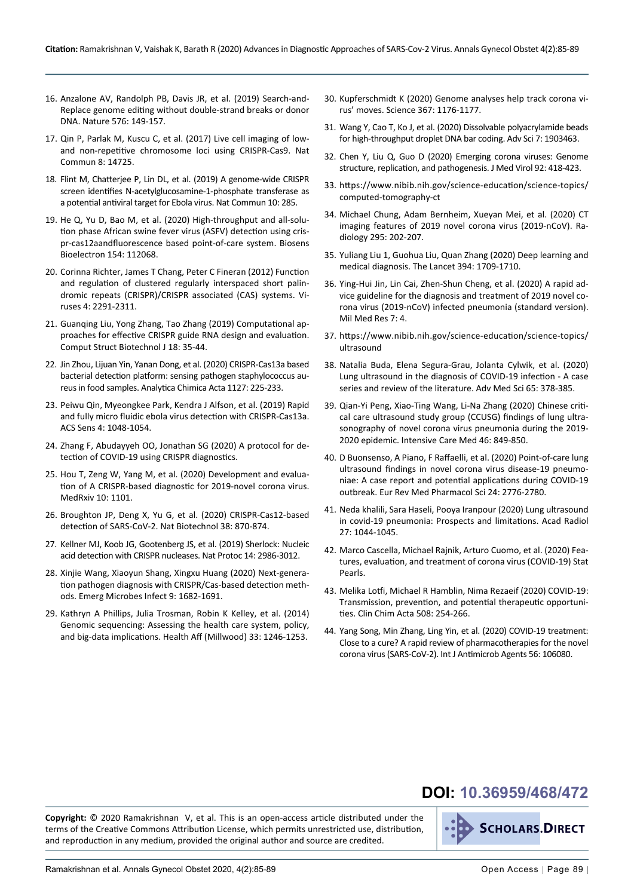16. Anzalone AV, Randolph PB, Davis JR, et al. (2019) Search-and-Replace genome editing without double-strand breaks or donor DNA. Nature 576: 149-157.
17. Qin P, Parlak M, Kuscu C, et al. (2017) Live cell imaging of low- and non-repetitive chromosome loci using CRISPR-Cas9. Nat Commun 8: 14725.
18. Flint M, Chatterjee P, Lin DL, et al. (2019) A genome-wide CRISPR screen identifies N-acetylglucosamine-1-phosphate transferase as a potential antiviral target for Ebola virus. Nat Commun 10: 285.
19. He Q, Yu D, Bao M, et al. (2020) High-throughput and all-solution phase African swine fever virus (ASFV) detection using crispr-cas12aandfluorescence based point-of-care system. Biosens Bioelectron 154: 112068.
20. Corinna Richter, James T Chang, Peter C Fineran (2012) Function and regulation of clustered regularly interspaced short palindromic repeats (CRISPR)/CRISPR associated (CAS) systems. Viruses 4: 2291-2311.
21. Guanqing Liu, Yong Zhang, Tao Zhang (2019) Computational approaches for effective CRISPR guide RNA design and evaluation. Comput Struct Biotechnol J 18: 35-44.
22. Jin Zhou, Lijuan Yin, Yanan Dong, et al. (2020) CRISPR-Cas13a based bacterial detection platform: sensing pathogen staphylococcus aureus in food samples. Analytica Chimica Acta 1127: 225-233.
23. Peiwu Qin, Myeongkee Park, Kendra J Alfson, et al. (2019) Rapid and fully micro fluidic ebola virus detection with CRISPR-Cas13a. ACS Sens 4: 1048-1054.
24. Zhang F, Abudayyeh OO, Jonathan SG (2020) A protocol for detection of COVID-19 using CRISPR diagnostics.
25. Hou T, Zeng W, Yang M, et al. (2020) Development and evaluation of A CRISPR-based diagnostic for 2019-novel corona virus. MedRxiv 10: 1101.
26. Broughton JP, Deng X, Yu G, et al. (2020) CRISPR-Cas12-based detection of SARS-CoV-2. Nat Biotechnol 38: 870-874.
27. Kellner MJ, Koob JG, Gootenberg JS, et al. (2019) Sherlock: Nucleic acid detection with CRISPR nucleases. Nat Protoc 14: 2986-3012.
28. Xinjie Wang, Xiaoyun Shang, Xingxu Huang (2020) Next-generation pathogen diagnosis with CRISPR/Cas-based detection methods. Emerg Microbes Infect 9: 1682-1691.
29. Kathryn A Phillips, Julia Trosman, Robin K Kelley, et al. (2014) Genomic sequencing: Assessing the health care system, policy, and big-data implications. Health Aff (Millwood) 33: 1246-1253.
30. Kupferschmidt K (2020) Genome analyses help track corona virus' moves. Science 367: 1176-1177.
31. Wang Y, Cao T, Ko J, et al. (2020) Dissolvable polyacrylamide beads for high-throughput droplet DNA bar coding. Adv Sci 7: 1903463.
32. Chen Y, Liu Q, Guo D (2020) Emerging corona viruses: Genome structure, replication, and pathogenesis. J Med Virol 92: 418-423.
33. https://www.nibib.nih.gov/science-education/science-topics/computed-tomography-ct
34. Michael Chung, Adam Bernheim, Xueyan Mei, et al. (2020) CT imaging features of 2019 novel corona virus (2019-nCoV). Radiology 295: 202-207.
35. Yuliang Liu 1, Guohua Liu, Quan Zhang (2020) Deep learning and medical diagnosis. The Lancet 394: 1709-1710.
36. Ying-Hui Jin, Lin Cai, Zhen-Shun Cheng, et al. (2020) A rapid advice guideline for the diagnosis and treatment of 2019 novel corona virus (2019-nCoV) infected pneumonia (standard version). Mil Med Res 7: 4.
37. https://www.nibib.nih.gov/science-education/science-topics/ultrasound
38. Natalia Buda, Elena Segura-Grau, Jolanta Cylwik, et al. (2020) Lung ultrasound in the diagnosis of COVID-19 infection - A case series and review of the literature. Adv Med Sci 65: 378-385.
39. Qian-Yi Peng, Xiao-Ting Wang, Li-Na Zhang (2020) Chinese critical care ultrasound study group (CCUSG) findings of lung ultrasonography of novel corona virus pneumonia during the 2019-2020 epidemic. Intensive Care Med 46: 849-850.
40. D Buonsenso, A Piano, F Raffaelli, et al. (2020) Point-of-care lung ultrasound findings in novel corona virus disease-19 pneumoniae: A case report and potential applications during COVID-19 outbreak. Eur Rev Med Pharmacol Sci 24: 2776-2780.
41. Neda khalili, Sara Haseli, Pooya Iranpour (2020) Lung ultrasound in covid-19 pneumonia: Prospects and limitations. Acad Radiol 27: 1044-1045.
42. Marco Cascella, Michael Rajnik, Arturo Cuomo, et al. (2020) Features, evaluation, and treatment of corona virus (COVID-19) Stat Pearls.
43. Melika Lotfi, Michael R Hamblin, Nima Rezaeif (2020) COVID-19: Transmission, prevention, and potential therapeutic opportunities. Clin Chim Acta 508: 254-266.
44. Yang Song, Min Zhang, Ling Yin, et al. (2020) COVID-19 treatment: Close to a cure? A rapid review of pharmacotherapies for the novel corona virus (SARS-CoV-2). Int J Antimicrob Agents 56: 106080.

**DOI: 10.36959/468/472**

**Copyright:** © 2020 Ramakrishnan V, et al. This is an open-access article distributed under the terms of the Creative Commons Attribution License, which permits unrestricted use, distribution, and reproduction in any medium, provided the original author and source are credited.